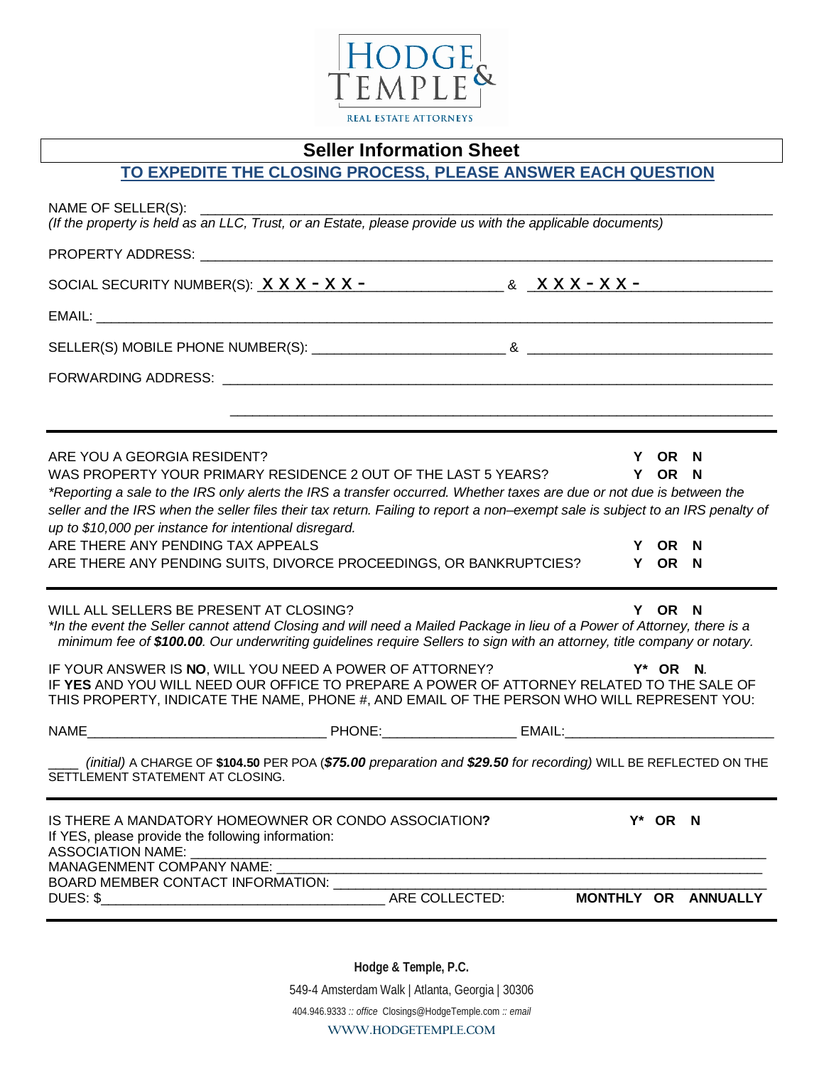HODGE & TEMPLE
REAL ESTATE ATTORNEYS

# Seller Information Sheet

## TO EXPEDITE THE CLOSING PROCESS, PLEASE ANSWER EACH QUESTION

NAME OF SELLER(S): ______________________________________________________________

*(If the property is held as an LLC, Trust, or an Estate, please provide us with the applicable documents)*

PROPERTY ADDRESS: ______________________________________________________________

SOCIAL SECURITY NUMBER(S): X X X - X X - ________________ & X X X - X X - ________________

EMAIL: ______________________________________________________________

SELLER(S) MOBILE PHONE NUMBER(S): ________________________ & ________________________

FORWARDING ADDRESS: ______________________________________________________________

______________________________________________________________

---

ARE YOU A GEORGIA RESIDENT? **Y OR N**

WAS PROPERTY YOUR PRIMARY RESIDENCE 2 OUT OF THE LAST 5 YEARS? **Y OR N**

*\*Reporting a sale to the IRS only alerts the IRS a transfer occurred. Whether taxes are due or not due is between the seller and the IRS when the seller files their tax return. Failing to report a non–exempt sale is subject to an IRS penalty of up to $10,000 per instance for intentional disregard.*

ARE THERE ANY PENDING TAX APPEALS **Y OR N**

ARE THERE ANY PENDING SUITS, DIVORCE PROCEEDINGS, OR BANKRUPTCIES? **Y OR N**

---

WILL ALL SELLERS BE PRESENT AT CLOSING? **Y OR N**

*\*In the event the Seller cannot attend Closing and will need a Mailed Package in lieu of a Power of Attorney, there is a minimum fee of **$100.00**. Our underwriting guidelines require Sellers to sign with an attorney, title company or notary.*

IF YOUR ANSWER IS **NO**, WILL YOU NEED A POWER OF ATTORNEY? **Y\* OR N.**

IF **YES** AND YOU WILL NEED OUR OFFICE TO PREPARE A POWER OF ATTORNEY RELATED TO THE SALE OF THIS PROPERTY, INDICATE THE NAME, PHONE #, AND EMAIL OF THE PERSON WHO WILL REPRESENT YOU:

NAME________________________________ PHONE:__________________ EMAIL:____________________________

____ *(initial)* A CHARGE OF **$104.50** PER POA (***$75.00** preparation and **$29.50** for recording)* WILL BE REFLECTED ON THE SETTLEMENT STATEMENT AT CLOSING.

---

IS THERE A MANDATORY HOMEOWNER OR CONDO ASSOCIATION**?** **Y\* OR N**

If YES, please provide the following information:

ASSOCIATION NAME: ______________________________________________________________

MANAGENMENT COMPANY NAME: ______________________________________________________________

BOARD MEMBER CONTACT INFORMATION: ______________________________________________________________

DUES: $______________________________________ ARE COLLECTED: **MONTHLY OR ANNUALLY**

---

**Hodge & Temple, P.C.**

549-4 Amsterdam Walk | Atlanta, Georgia | 30306

404.946.9333 :: *office* Closings@HodgeTemple.com :: *email*

**WWW.HODGETEMPLE.COM**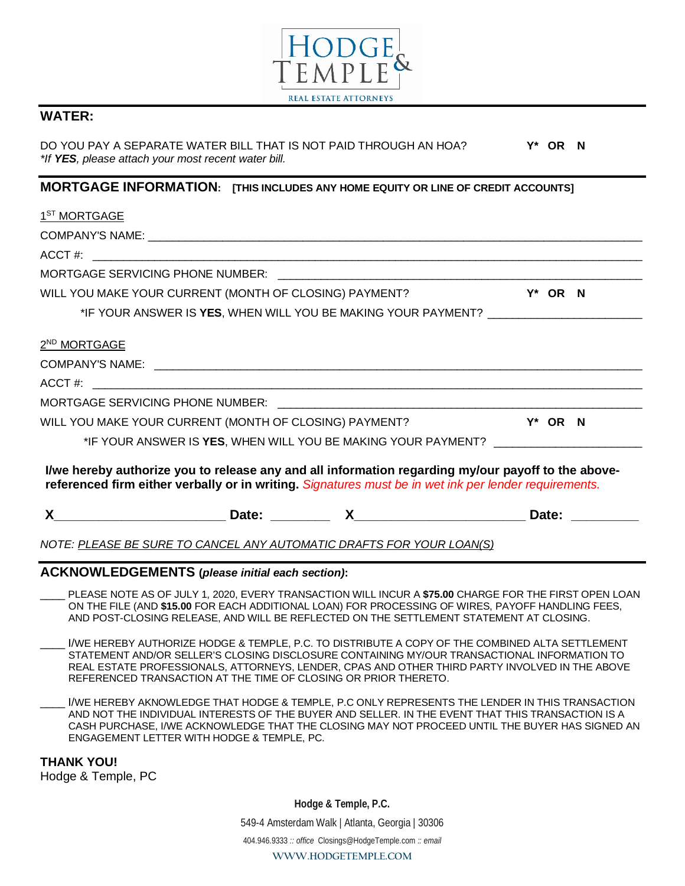## WATER:

DO YOU PAY A SEPARATE WATER BILL THAT IS NOT PAID THROUGH AN HOA? **Y\* OR N**
*\*If **YES**, please attach your most recent water bill.*

## MORTGAGE INFORMATION: [THIS INCLUDES ANY HOME EQUITY OR LINE OF CREDIT ACCOUNTS]

1ST MORTGAGE

COMPANY'S NAME: ______________________________________________

ACCT #: ______________________________________________

MORTGAGE SERVICING PHONE NUMBER: ______________________________________________

WILL YOU MAKE YOUR CURRENT (MONTH OF CLOSING) PAYMENT? **Y\* OR N**

\*IF YOUR ANSWER IS **YES**, WHEN WILL YOU BE MAKING YOUR PAYMENT? ______________________

2ND MORTGAGE

COMPANY'S NAME: ______________________________________________

ACCT #: ______________________________________________

MORTGAGE SERVICING PHONE NUMBER: ______________________________________________

WILL YOU MAKE YOUR CURRENT (MONTH OF CLOSING) PAYMENT? **Y\* OR N**

\*IF YOUR ANSWER IS **YES**, WHEN WILL YOU BE MAKING YOUR PAYMENT? ______________________

**I/we hereby authorize you to release any and all information regarding my/our payoff to the above-referenced firm either verbally or in writing.** *Signatures must be in wet ink per lender requirements.*

**X______________________ Date: ________ X______________________ Date: ________**

*NOTE: PLEASE BE SURE TO CANCEL ANY AUTOMATIC DRAFTS FOR YOUR LOAN(S)*

## ACKNOWLEDGEMENTS (*please initial each section*):

____ PLEASE NOTE AS OF JULY 1, 2020, EVERY TRANSACTION WILL INCUR A **$75.00** CHARGE FOR THE FIRST OPEN LOAN ON THE FILE (AND **$15.00** FOR EACH ADDITIONAL LOAN) FOR PROCESSING OF WIRES, PAYOFF HANDLING FEES, AND POST-CLOSING RELEASE, AND WILL BE REFLECTED ON THE SETTLEMENT STATEMENT AT CLOSING.

____ I/WE HEREBY AUTHORIZE HODGE & TEMPLE, P.C. TO DISTRIBUTE A COPY OF THE COMBINED ALTA SETTLEMENT STATEMENT AND/OR SELLER'S CLOSING DISCLOSURE CONTAINING MY/OUR TRANSACTIONAL INFORMATION TO REAL ESTATE PROFESSIONALS, ATTORNEYS, LENDER, CPAS AND OTHER THIRD PARTY INVOLVED IN THE ABOVE REFERENCED TRANSACTION AT THE TIME OF CLOSING OR PRIOR THERETO.

____ I/WE HEREBY AKNOWLEDGE THAT HODGE & TEMPLE, P.C ONLY REPRESENTS THE LENDER IN THIS TRANSACTION AND NOT THE INDIVIDUAL INTERESTS OF THE BUYER AND SELLER. IN THE EVENT THAT THIS TRANSACTION IS A CASH PURCHASE, I/WE ACKNOWLEDGE THAT THE CLOSING MAY NOT PROCEED UNTIL THE BUYER HAS SIGNED AN ENGAGEMENT LETTER WITH HODGE & TEMPLE, PC.

**THANK YOU!**
Hodge & Temple, PC

**Hodge & Temple, P.C.**
549-4 Amsterdam Walk | Atlanta, Georgia | 30306
404.946.9333 :: *office* Closings@HodgeTemple.com :: *email*
WWW.HODGETEMPLE.COM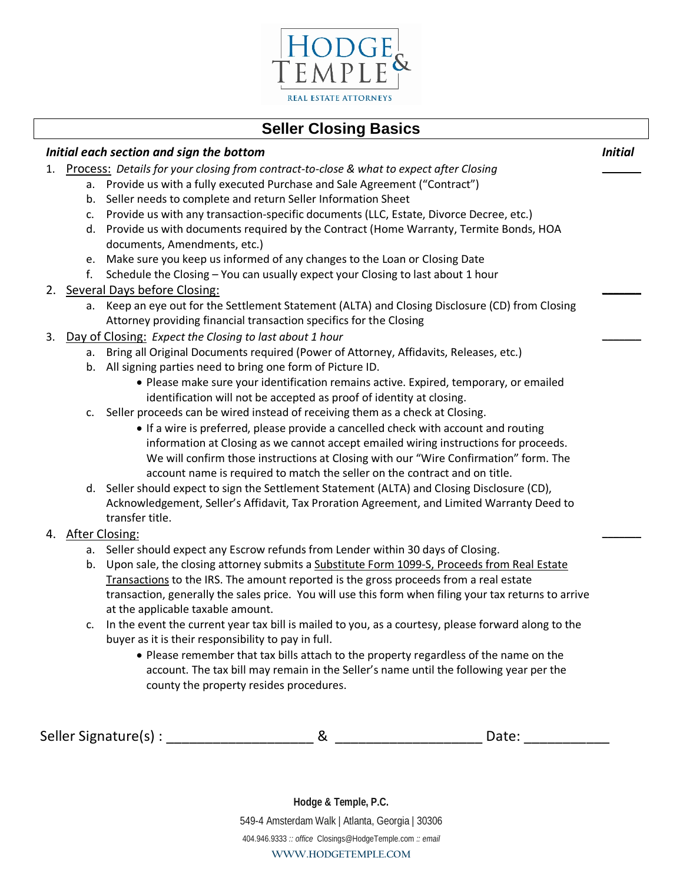HODGE & TEMPLE

REAL ESTATE ATTORNEYS

# Seller Closing Basics

***Initial each section and sign the bottom*** ***Initial***

1. Process: *Details for your closing from contract-to-close & what to expect after Closing* ______
   a. Provide us with a fully executed Purchase and Sale Agreement ("Contract")
   b. Seller needs to complete and return Seller Information Sheet
   c. Provide us with any transaction-specific documents (LLC, Estate, Divorce Decree, etc.)
   d. Provide us with documents required by the Contract (Home Warranty, Termite Bonds, HOA documents, Amendments, etc.)
   e. Make sure you keep us informed of any changes to the Loan or Closing Date
   f. Schedule the Closing – You can usually expect your Closing to last about 1 hour
2. Several Days before Closing: ______
   a. Keep an eye out for the Settlement Statement (ALTA) and Closing Disclosure (CD) from Closing Attorney providing financial transaction specifics for the Closing
3. Day of Closing: *Expect the Closing to last about 1 hour* ______
   a. Bring all Original Documents required (Power of Attorney, Affidavits, Releases, etc.)
   b. All signing parties need to bring one form of Picture ID.
      - Please make sure your identification remains active. Expired, temporary, or emailed identification will not be accepted as proof of identity at closing.
   c. Seller proceeds can be wired instead of receiving them as a check at Closing.
      - If a wire is preferred, please provide a cancelled check with account and routing information at Closing as we cannot accept emailed wiring instructions for proceeds. We will confirm those instructions at Closing with our "Wire Confirmation" form. The account name is required to match the seller on the contract and on title.
   d. Seller should expect to sign the Settlement Statement (ALTA) and Closing Disclosure (CD), Acknowledgement, Seller's Affidavit, Tax Proration Agreement, and Limited Warranty Deed to transfer title.
4. After Closing: ______
   a. Seller should expect any Escrow refunds from Lender within 30 days of Closing.
   b. Upon sale, the closing attorney submits a Substitute Form 1099-S, Proceeds from Real Estate Transactions to the IRS. The amount reported is the gross proceeds from a real estate transaction, generally the sales price. You will use this form when filing your tax returns to arrive at the applicable taxable amount.
   c. In the event the current year tax bill is mailed to you, as a courtesy, please forward along to the buyer as it is their responsibility to pay in full.
      - Please remember that tax bills attach to the property regardless of the name on the account. The tax bill may remain in the Seller's name until the following year per the county the property resides procedures.

Seller Signature(s) : ____________________ & ____________________ Date: ___________

**Hodge & Temple, P.C.**

549-4 Amsterdam Walk | Atlanta, Georgia | 30306

404.946.9333 :: *office* Closings@HodgeTemple.com :: *email*

WWW.HODGETEMPLE.COM